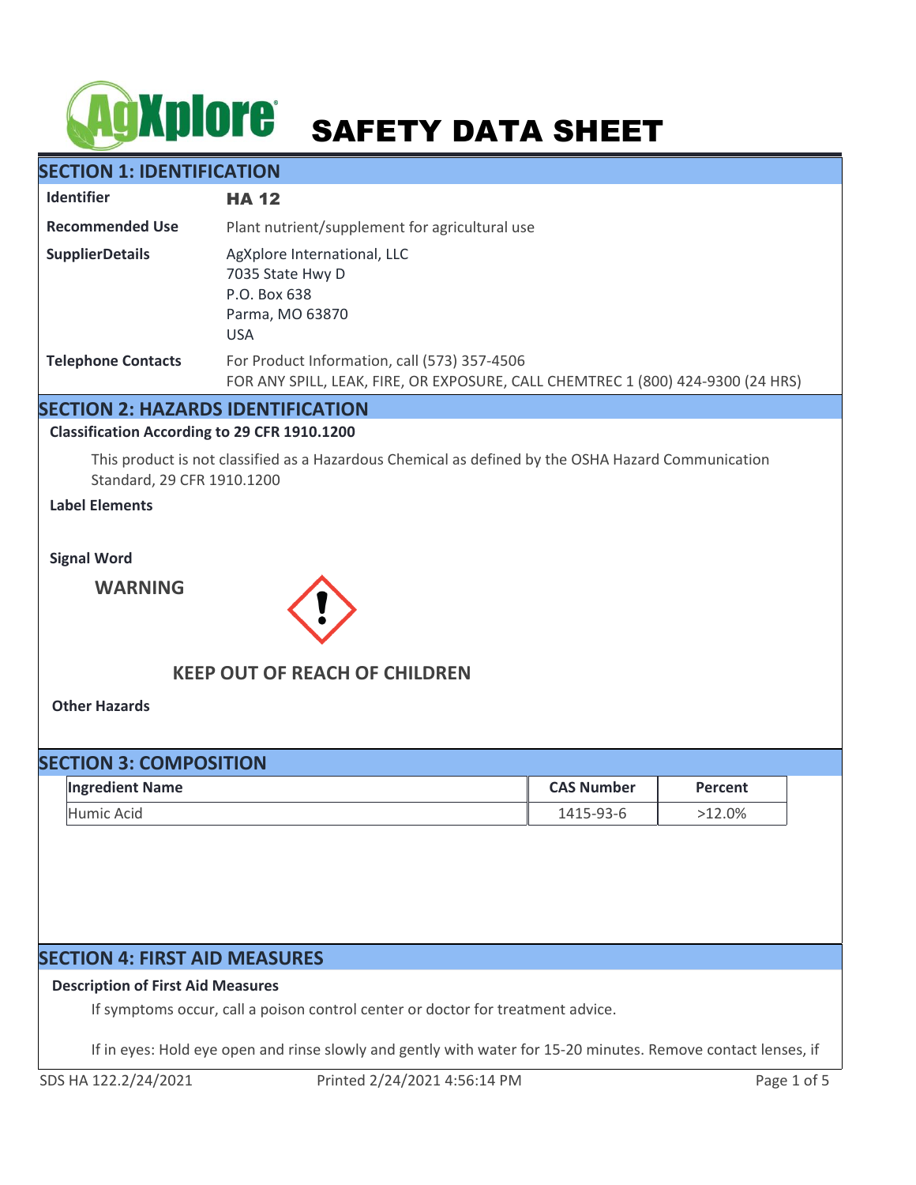# SAFETY DATA SHEET

## SECTION 1: IDENTIFICATION

| | |
|---|---|
| **Identifier** | **HA 12** |
| **Recommended Use** | Plant nutrient/supplement for agricultural use |
| **SupplierDetails** | AgXplore International, LLC<br>7035 State Hwy D<br>P.O. Box 638<br>Parma, MO 63870<br>USA |
| **Telephone Contacts** | For Product Information, call (573) 357-4506<br>FOR ANY SPILL, LEAK, FIRE, OR EXPOSURE, CALL CHEMTREC 1 (800) 424-9300 (24 HRS) |

## SECTION 2: HAZARDS IDENTIFICATION

**Classification According to 29 CFR 1910.1200**

This product is not classified as a Hazardous Chemical as defined by the OSHA Hazard Communication Standard, 29 CFR 1910.1200

**Label Elements**

**Signal Word**

**WARNING**

**KEEP OUT OF REACH OF CHILDREN**

**Other Hazards**

## SECTION 3: COMPOSITION

| Ingredient Name | CAS Number | Percent |
|---|---|---|
| Humic Acid | 1415-93-6 | >12.0% |

## SECTION 4: FIRST AID MEASURES

**Description of First Aid Measures**

If symptoms occur, call a poison control center or doctor for treatment advice.

If in eyes: Hold eye open and rinse slowly and gently with water for 15-20 minutes. Remove contact lenses, if

SDS HA 122.2/24/2021 Printed 2/24/2021 4:56:14 PM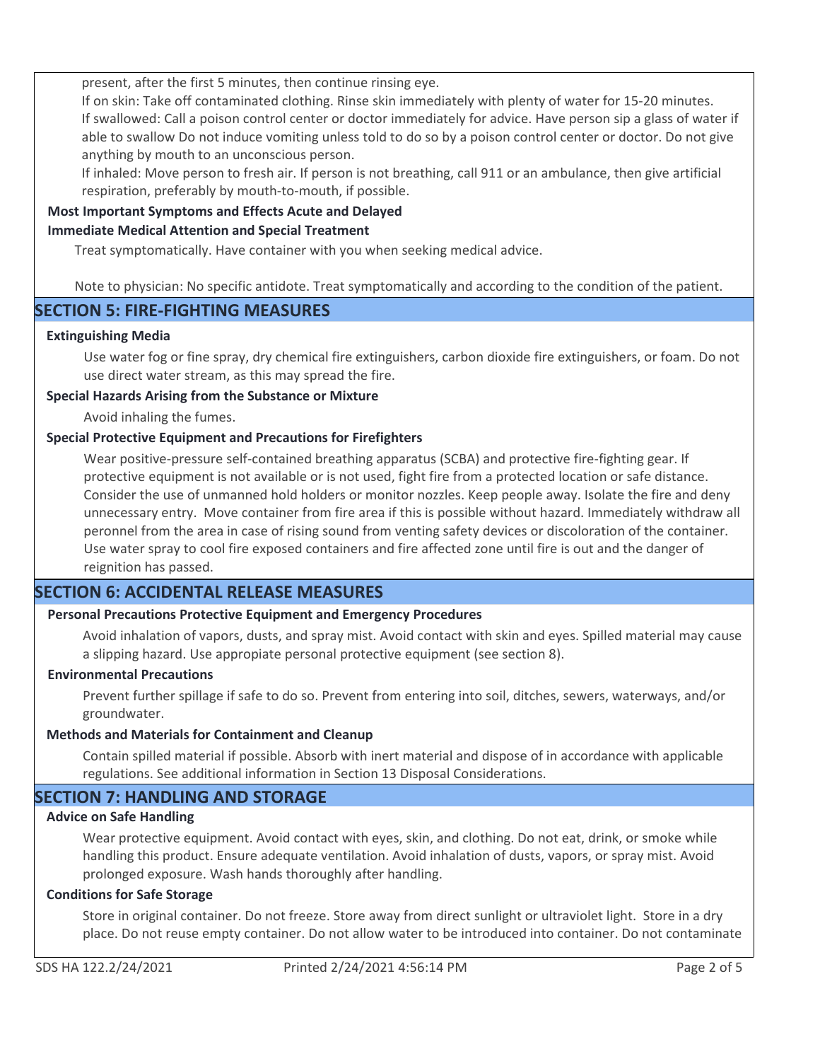present, after the first 5 minutes, then continue rinsing eye.

If on skin: Take off contaminated clothing. Rinse skin immediately with plenty of water for 15-20 minutes.

If swallowed: Call a poison control center or doctor immediately for advice. Have person sip a glass of water if able to swallow Do not induce vomiting unless told to do so by a poison control center or doctor. Do not give anything by mouth to an unconscious person.

If inhaled: Move person to fresh air. If person is not breathing, call 911 or an ambulance, then give artificial respiration, preferably by mouth-to-mouth, if possible.

**Most Important Symptoms and Effects Acute and Delayed**

**Immediate Medical Attention and Special Treatment**

Treat symptomatically. Have container with you when seeking medical advice.

Note to physician: No specific antidote. Treat symptomatically and according to the condition of the patient.

## SECTION 5: FIRE-FIGHTING MEASURES

**Extinguishing Media**

Use water fog or fine spray, dry chemical fire extinguishers, carbon dioxide fire extinguishers, or foam. Do not use direct water stream, as this may spread the fire.

**Special Hazards Arising from the Substance or Mixture**

Avoid inhaling the fumes.

**Special Protective Equipment and Precautions for Firefighters**

Wear positive-pressure self-contained breathing apparatus (SCBA) and protective fire-fighting gear. If protective equipment is not available or is not used, fight fire from a protected location or safe distance. Consider the use of unmanned hold holders or monitor nozzles. Keep people away. Isolate the fire and deny unnecessary entry. Move container from fire area if this is possible without hazard. Immediately withdraw all peronnel from the area in case of rising sound from venting safety devices or discoloration of the container. Use water spray to cool fire exposed containers and fire affected zone until fire is out and the danger of reignition has passed.

## SECTION 6: ACCIDENTAL RELEASE MEASURES

**Personal Precautions Protective Equipment and Emergency Procedures**

Avoid inhalation of vapors, dusts, and spray mist. Avoid contact with skin and eyes. Spilled material may cause a slipping hazard. Use appropiate personal protective equipment (see section 8).

**Environmental Precautions**

Prevent further spillage if safe to do so. Prevent from entering into soil, ditches, sewers, waterways, and/or groundwater.

**Methods and Materials for Containment and Cleanup**

Contain spilled material if possible. Absorb with inert material and dispose of in accordance with applicable regulations. See additional information in Section 13 Disposal Considerations.

## SECTION 7: HANDLING AND STORAGE

**Advice on Safe Handling**

Wear protective equipment. Avoid contact with eyes, skin, and clothing. Do not eat, drink, or smoke while handling this product. Ensure adequate ventilation. Avoid inhalation of dusts, vapors, or spray mist. Avoid prolonged exposure. Wash hands thoroughly after handling.

**Conditions for Safe Storage**

Store in original container. Do not freeze. Store away from direct sunlight or ultraviolet light. Store in a dry place. Do not reuse empty container. Do not allow water to be introduced into container. Do not contaminate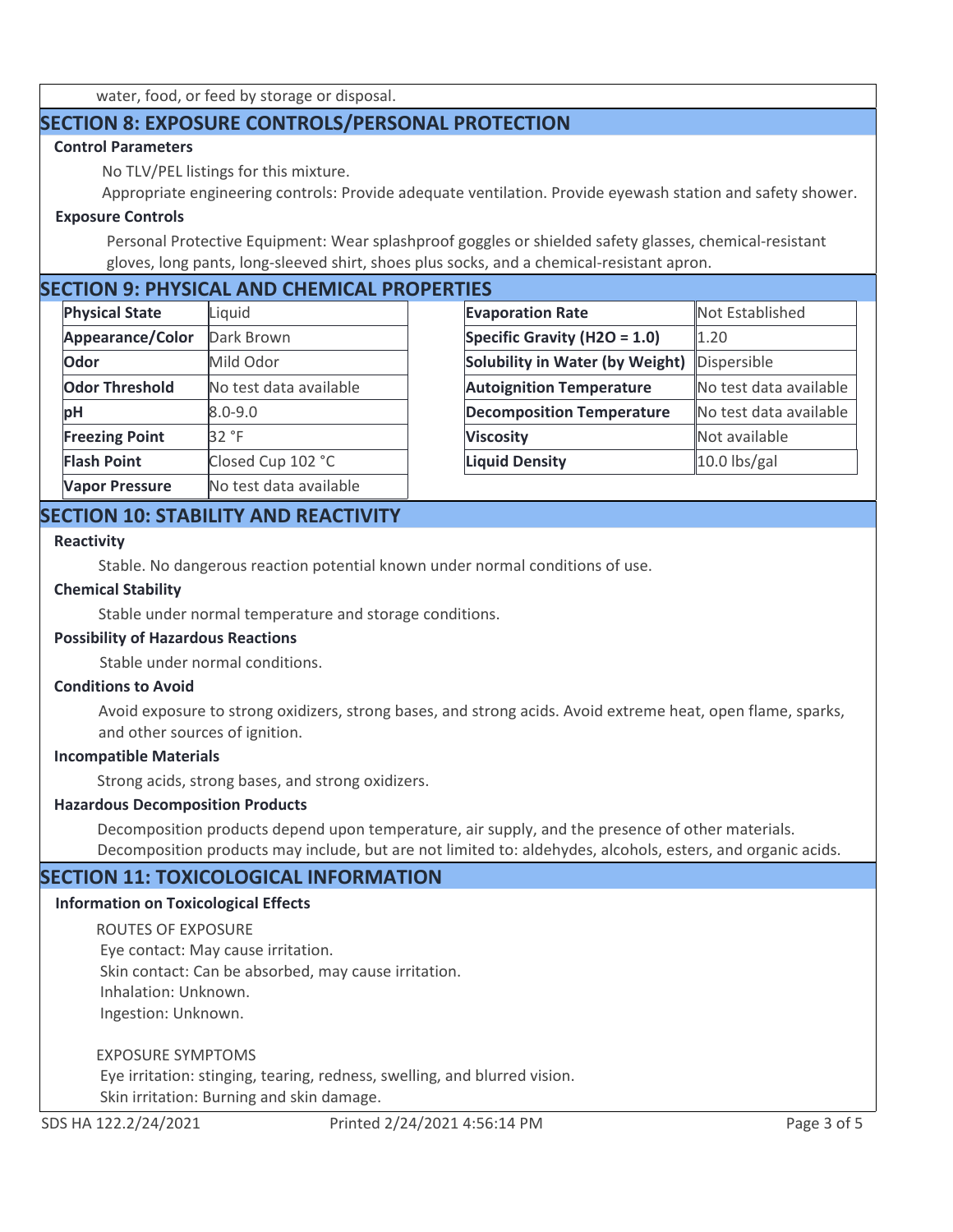water, food, or feed by storage or disposal.

## SECTION 8: EXPOSURE CONTROLS/PERSONAL PROTECTION

**Control Parameters**

No TLV/PEL listings for this mixture.

Appropriate engineering controls: Provide adequate ventilation. Provide eyewash station and safety shower.

**Exposure Controls**

Personal Protective Equipment: Wear splashproof goggles or shielded safety glasses, chemical-resistant gloves, long pants, long-sleeved shirt, shoes plus socks, and a chemical-resistant apron.

## SECTION 9: PHYSICAL AND CHEMICAL PROPERTIES

| Property | Value |
|---|---|
| **Physical State** | Liquid |
| **Appearance/Color** | Dark Brown |
| **Odor** | Mild Odor |
| **Odor Threshold** | No test data available |
| **pH** | 8.0-9.0 |
| **Freezing Point** | 32 °F |
| **Flash Point** | Closed Cup 102 °C |
| **Vapor Pressure** | No test data available |

| Property | Value |
|---|---|
| **Evaporation Rate** | Not Established |
| **Specific Gravity ($H_2O$ = 1.0)** | 1.20 |
| **Solubility in Water (by Weight)** | Dispersible |
| **Autoignition Temperature** | No test data available |
| **Decomposition Temperature** | No test data available |
| **Viscosity** | Not available |
| **Liquid Density** | 10.0 lbs/gal |

## SECTION 10: STABILITY AND REACTIVITY

**Reactivity**

Stable. No dangerous reaction potential known under normal conditions of use.

**Chemical Stability**

Stable under normal temperature and storage conditions.

**Possibility of Hazardous Reactions**

Stable under normal conditions.

**Conditions to Avoid**

Avoid exposure to strong oxidizers, strong bases, and strong acids. Avoid extreme heat, open flame, sparks, and other sources of ignition.

**Incompatible Materials**

Strong acids, strong bases, and strong oxidizers.

**Hazardous Decomposition Products**

Decomposition products depend upon temperature, air supply, and the presence of other materials. Decomposition products may include, but are not limited to: aldehydes, alcohols, esters, and organic acids.

## SECTION 11: TOXICOLOGICAL INFORMATION

**Information on Toxicological Effects**

ROUTES OF EXPOSURE

Eye contact: May cause irritation.
Skin contact: Can be absorbed, may cause irritation.
Inhalation: Unknown.
Ingestion: Unknown.

EXPOSURE SYMPTOMS

Eye irritation: stinging, tearing, redness, swelling, and blurred vision.
Skin irritation: Burning and skin damage.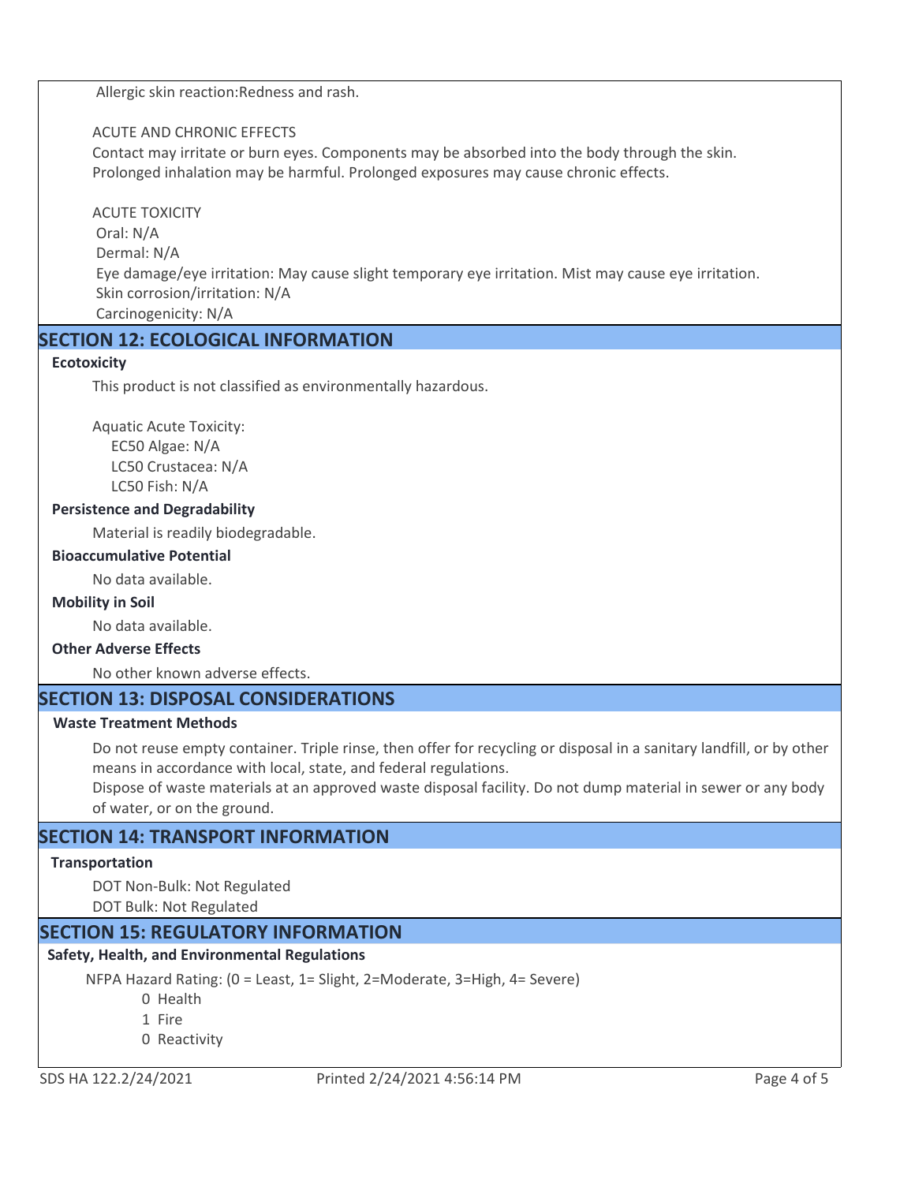Allergic skin reaction:Redness and rash.

ACUTE AND CHRONIC EFFECTS

Contact may irritate or burn eyes. Components may be absorbed into the body through the skin. Prolonged inhalation may be harmful. Prolonged exposures may cause chronic effects.

ACUTE TOXICITY

Oral: N/A

Dermal: N/A

Eye damage/eye irritation: May cause slight temporary eye irritation. Mist may cause eye irritation.

Skin corrosion/irritation: N/A

Carcinogenicity: N/A

## SECTION 12: ECOLOGICAL INFORMATION

**Ecotoxicity**

This product is not classified as environmentally hazardous.

Aquatic Acute Toxicity:

EC50 Algae: N/A

LC50 Crustacea: N/A

LC50 Fish: N/A

**Persistence and Degradability**

Material is readily biodegradable.

**Bioaccumulative Potential**

No data available.

**Mobility in Soil**

No data available.

**Other Adverse Effects**

No other known adverse effects.

## SECTION 13: DISPOSAL CONSIDERATIONS

**Waste Treatment Methods**

Do not reuse empty container. Triple rinse, then offer for recycling or disposal in a sanitary landfill, or by other means in accordance with local, state, and federal regulations.

Dispose of waste materials at an approved waste disposal facility. Do not dump material in sewer or any body of water, or on the ground.

## SECTION 14: TRANSPORT INFORMATION

**Transportation**

DOT Non-Bulk: Not Regulated

DOT Bulk: Not Regulated

## SECTION 15: REGULATORY INFORMATION

**Safety, Health, and Environmental Regulations**

NFPA Hazard Rating: (0 = Least, 1= Slight, 2=Moderate, 3=High, 4= Severe)

0 Health

1 Fire

0 Reactivity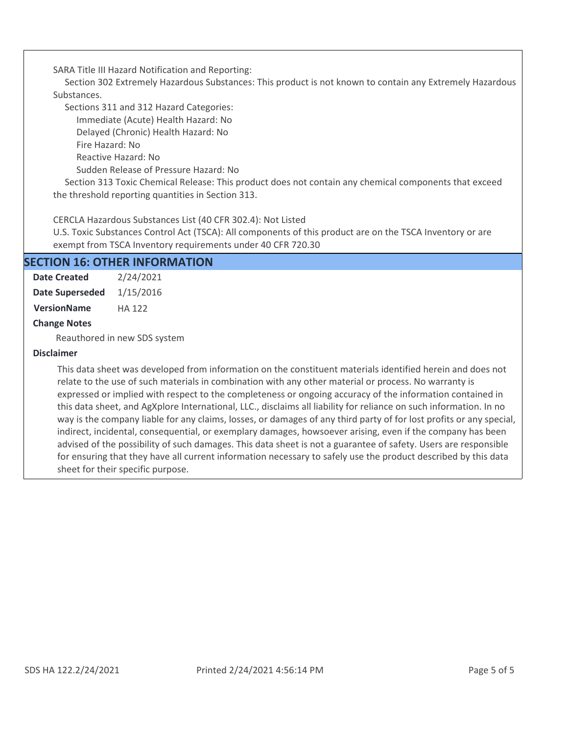SARA Title III Hazard Notification and Reporting:

Section 302 Extremely Hazardous Substances: This product is not known to contain any Extremely Hazardous Substances.

Sections 311 and 312 Hazard Categories:

- Immediate (Acute) Health Hazard: No
- Delayed (Chronic) Health Hazard: No
- Fire Hazard: No
- Reactive Hazard: No
- Sudden Release of Pressure Hazard: No

Section 313 Toxic Chemical Release: This product does not contain any chemical components that exceed the threshold reporting quantities in Section 313.

CERCLA Hazardous Substances List (40 CFR 302.4): Not Listed

U.S. Toxic Substances Control Act (TSCA): All components of this product are on the TSCA Inventory or are exempt from TSCA Inventory requirements under 40 CFR 720.30

## SECTION 16: OTHER INFORMATION

| | |
|---|---|
| **Date Created** | 2/24/2021 |
| **Date Superseded** | 1/15/2016 |
| **VersionName** | HA 122 |

**Change Notes**

Reauthored in new SDS system

**Disclaimer**

This data sheet was developed from information on the constituent materials identified herein and does not relate to the use of such materials in combination with any other material or process. No warranty is expressed or implied with respect to the completeness or ongoing accuracy of the information contained in this data sheet, and AgXplore International, LLC., disclaims all liability for reliance on such information. In no way is the company liable for any claims, losses, or damages of any third party of for lost profits or any special, indirect, incidental, consequential, or exemplary damages, howsoever arising, even if the company has been advised of the possibility of such damages. This data sheet is not a guarantee of safety. Users are responsible for ensuring that they have all current information necessary to safely use the product described by this data sheet for their specific purpose.